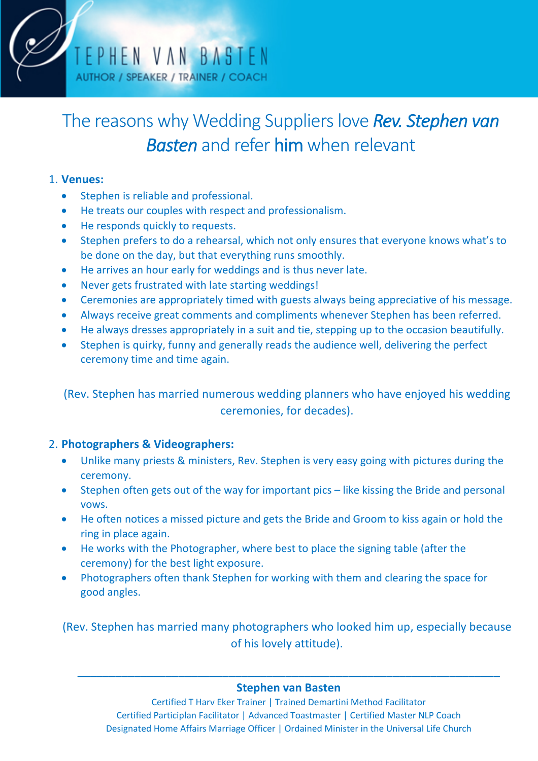STEPHEN VAN BASTEN

AUTHOR / SPEAKER / TRAINER / COACH

# The reasons why Wedding Suppliers love *Rev. Stephen van Basten* and refer him when relevant

1. **Venues:**
   - Stephen is reliable and professional.
   - He treats our couples with respect and professionalism.
   - He responds quickly to requests.
   - Stephen prefers to do a rehearsal, which not only ensures that everyone knows what's to be done on the day, but that everything runs smoothly.
   - He arrives an hour early for weddings and is thus never late.
   - Never gets frustrated with late starting weddings!
   - Ceremonies are appropriately timed with guests always being appreciative of his message.
   - Always receive great comments and compliments whenever Stephen has been referred.
   - He always dresses appropriately in a suit and tie, stepping up to the occasion beautifully.
   - Stephen is quirky, funny and generally reads the audience well, delivering the perfect ceremony time and time again.

(Rev. Stephen has married numerous wedding planners who have enjoyed his wedding ceremonies, for decades).

2. **Photographers & Videographers:**
   - Unlike many priests & ministers, Rev. Stephen is very easy going with pictures during the ceremony.
   - Stephen often gets out of the way for important pics – like kissing the Bride and personal vows.
   - He often notices a missed picture and gets the Bride and Groom to kiss again or hold the ring in place again.
   - He works with the Photographer, where best to place the signing table (after the ceremony) for the best light exposure.
   - Photographers often thank Stephen for working with them and clearing the space for good angles.

(Rev. Stephen has married many photographers who looked him up, especially because of his lovely attitude).

---

**Stephen van Basten**

Certified T Harv Eker Trainer | Trained Demartini Method Facilitator
Certified Participlan Facilitator | Advanced Toastmaster | Certified Master NLP Coach
Designated Home Affairs Marriage Officer | Ordained Minister in the Universal Life Church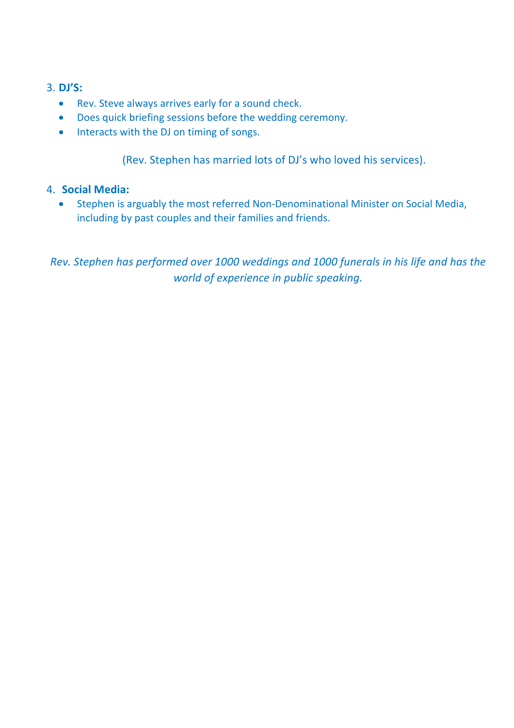3. **DJ'S:**
   - Rev. Steve always arrives early for a sound check.
   - Does quick briefing sessions before the wedding ceremony.
   - Interacts with the DJ on timing of songs.

(Rev. Stephen has married lots of DJ's who loved his services).

4. **Social Media:**
   - Stephen is arguably the most referred Non-Denominational Minister on Social Media, including by past couples and their families and friends.

*Rev. Stephen has performed over 1000 weddings and 1000 funerals in his life and has the world of experience in public speaking.*